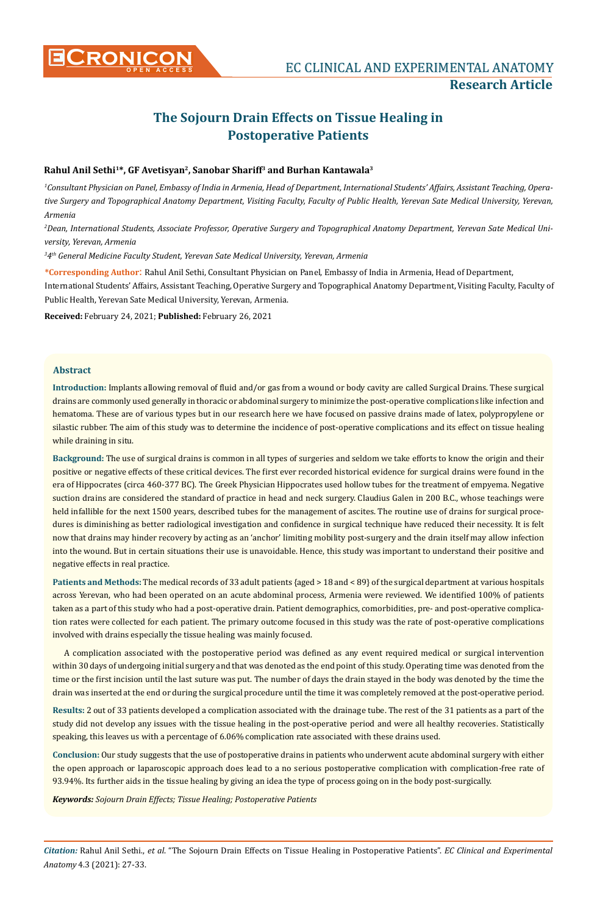# The Sojourn Drain Effects on Tissue Healing in Postoperative Patients

**Rahul Anil Sethi[1]*, GF Avetisyan[2], Sanobar Shariff[3] and Burhan Kantawala[3]**

*[1]Consultant Physician on Panel, Embassy of India in Armenia, Head of Department, International Students' Affairs, Assistant Teaching, Operative Surgery and Topographical Anatomy Department, Visiting Faculty, Faculty of Public Health, Yerevan Sate Medical University, Yerevan, Armenia*

*[2]Dean, International Students, Associate Professor, Operative Surgery and Topographical Anatomy Department, Yerevan Sate Medical University, Yerevan, Armenia*

*[3]4th General Medicine Faculty Student, Yerevan Sate Medical University, Yerevan, Armenia*

**\*Corresponding Author**: Rahul Anil Sethi, Consultant Physician on Panel, Embassy of India in Armenia, Head of Department, International Students' Affairs, Assistant Teaching, Operative Surgery and Topographical Anatomy Department, Visiting Faculty, Faculty of Public Health, Yerevan Sate Medical University, Yerevan, Armenia.

**Received:** February 24, 2021; **Published:** February 26, 2021

## Abstract

**Introduction:** Implants allowing removal of fluid and/or gas from a wound or body cavity are called Surgical Drains. These surgical drains are commonly used generally in thoracic or abdominal surgery to minimize the post-operative complications like infection and hematoma. These are of various types but in our research here we have focused on passive drains made of latex, polypropylene or silastic rubber. The aim of this study was to determine the incidence of post-operative complications and its effect on tissue healing while draining in situ.

**Background:** The use of surgical drains is common in all types of surgeries and seldom we take efforts to know the origin and their positive or negative effects of these critical devices. The first ever recorded historical evidence for surgical drains were found in the era of Hippocrates (circa 460-377 BC). The Greek Physician Hippocrates used hollow tubes for the treatment of empyema. Negative suction drains are considered the standard of practice in head and neck surgery. Claudius Galen in 200 B.C., whose teachings were held infallible for the next 1500 years, described tubes for the management of ascites. The routine use of drains for surgical procedures is diminishing as better radiological investigation and confidence in surgical technique have reduced their necessity. It is felt now that drains may hinder recovery by acting as an 'anchor' limiting mobility post-surgery and the drain itself may allow infection into the wound. But in certain situations their use is unavoidable. Hence, this study was important to understand their positive and negative effects in real practice.

**Patients and Methods:** The medical records of 33 adult patients {aged > 18 and < 89} of the surgical department at various hospitals across Yerevan, who had been operated on an acute abdominal process, Armenia were reviewed. We identified 100% of patients taken as a part of this study who had a post-operative drain. Patient demographics, comorbidities, pre- and post-operative complication rates were collected for each patient. The primary outcome focused in this study was the rate of post-operative complications involved with drains especially the tissue healing was mainly focused.

A complication associated with the postoperative period was defined as any event required medical or surgical intervention within 30 days of undergoing initial surgery and that was denoted as the end point of this study. Operating time was denoted from the time or the first incision until the last suture was put. The number of days the drain stayed in the body was denoted by the time the drain was inserted at the end or during the surgical procedure until the time it was completely removed at the post-operative period.

**Results:** 2 out of 33 patients developed a complication associated with the drainage tube. The rest of the 31 patients as a part of the study did not develop any issues with the tissue healing in the post-operative period and were all healthy recoveries. Statistically speaking, this leaves us with a percentage of 6.06% complication rate associated with these drains used.

**Conclusion:** Our study suggests that the use of postoperative drains in patients who underwent acute abdominal surgery with either the open approach or laparoscopic approach does lead to a no serious postoperative complication with complication-free rate of 93.94%. Its further aids in the tissue healing by giving an idea the type of process going on in the body post-surgically.

***Keywords:*** *Sojourn Drain Effects; Tissue Healing; Postoperative Patients*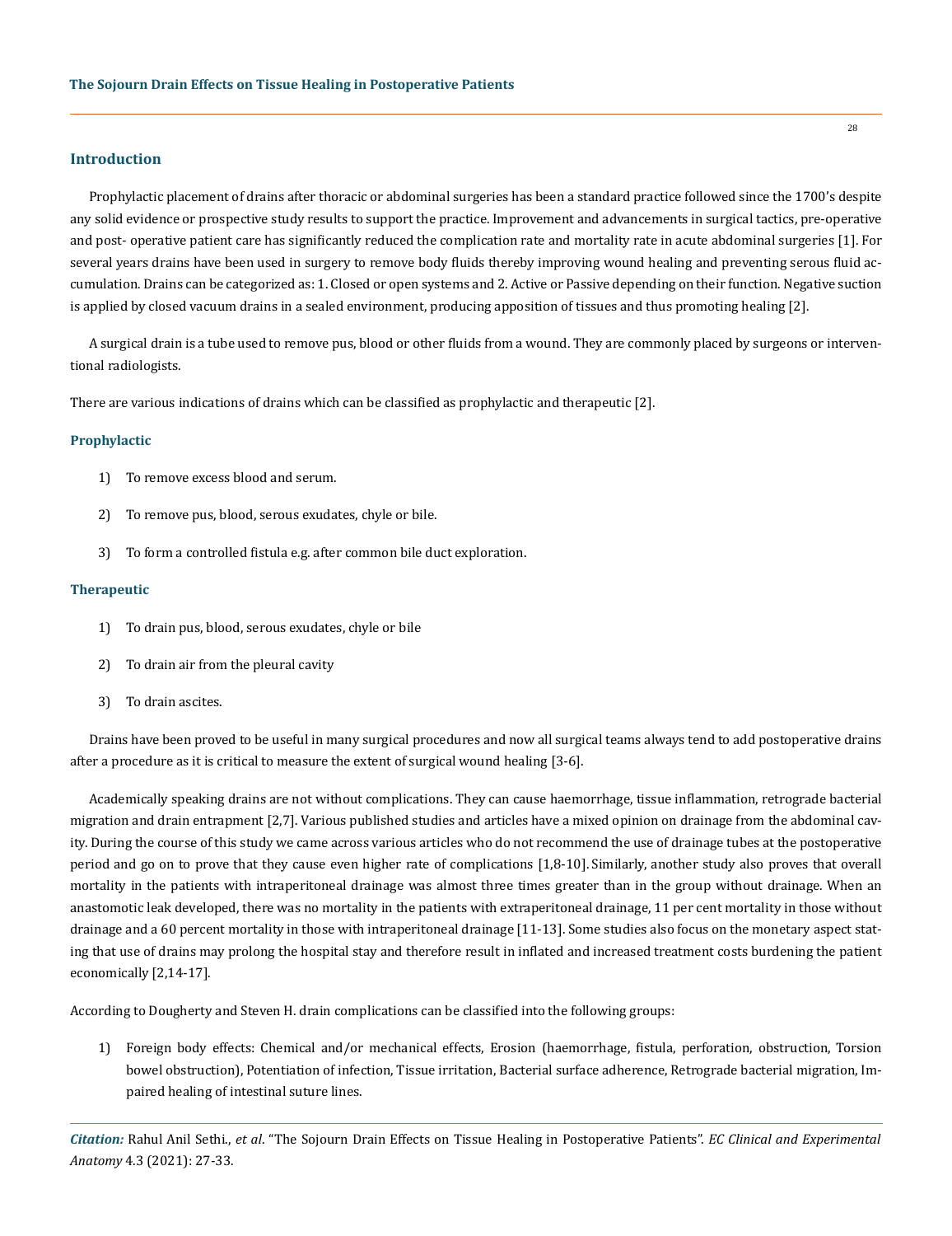## Introduction

Prophylactic placement of drains after thoracic or abdominal surgeries has been a standard practice followed since the 1700's despite any solid evidence or prospective study results to support the practice. Improvement and advancements in surgical tactics, pre-operative and post- operative patient care has significantly reduced the complication rate and mortality rate in acute abdominal surgeries [1]. For several years drains have been used in surgery to remove body fluids thereby improving wound healing and preventing serous fluid accumulation. Drains can be categorized as: 1. Closed or open systems and 2. Active or Passive depending on their function. Negative suction is applied by closed vacuum drains in a sealed environment, producing apposition of tissues and thus promoting healing [2].

A surgical drain is a tube used to remove pus, blood or other fluids from a wound. They are commonly placed by surgeons or interventional radiologists.

There are various indications of drains which can be classified as prophylactic and therapeutic [2].

### Prophylactic

1) To remove excess blood and serum.
2) To remove pus, blood, serous exudates, chyle or bile.
3) To form a controlled fistula e.g. after common bile duct exploration.

### Therapeutic

1) To drain pus, blood, serous exudates, chyle or bile
2) To drain air from the pleural cavity
3) To drain ascites.

Drains have been proved to be useful in many surgical procedures and now all surgical teams always tend to add postoperative drains after a procedure as it is critical to measure the extent of surgical wound healing [3-6].

Academically speaking drains are not without complications. They can cause haemorrhage, tissue inflammation, retrograde bacterial migration and drain entrapment [2,7]. Various published studies and articles have a mixed opinion on drainage from the abdominal cavity. During the course of this study we came across various articles who do not recommend the use of drainage tubes at the postoperative period and go on to prove that they cause even higher rate of complications [1,8-10]. Similarly, another study also proves that overall mortality in the patients with intraperitoneal drainage was almost three times greater than in the group without drainage. When an anastomotic leak developed, there was no mortality in the patients with extraperitoneal drainage, 11 per cent mortality in those without drainage and a 60 percent mortality in those with intraperitoneal drainage [11-13]. Some studies also focus on the monetary aspect stating that use of drains may prolong the hospital stay and therefore result in inflated and increased treatment costs burdening the patient economically [2,14-17].

According to Dougherty and Steven H. drain complications can be classified into the following groups:

1) Foreign body effects: Chemical and/or mechanical effects, Erosion (haemorrhage, fistula, perforation, obstruction, Torsion bowel obstruction), Potentiation of infection, Tissue irritation, Bacterial surface adherence, Retrograde bacterial migration, Impaired healing of intestinal suture lines.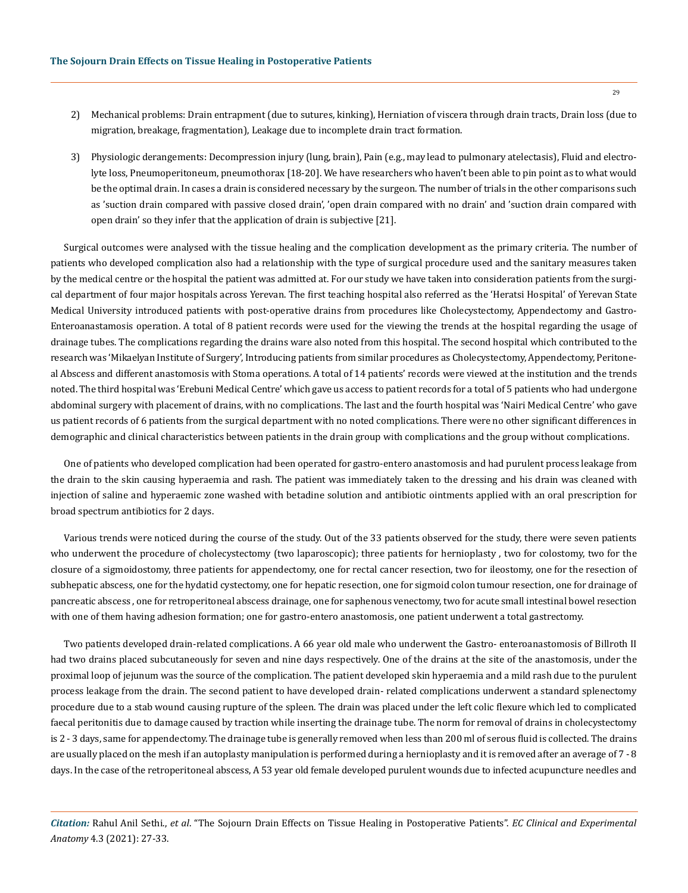2) Mechanical problems: Drain entrapment (due to sutures, kinking), Herniation of viscera through drain tracts, Drain loss (due to migration, breakage, fragmentation), Leakage due to incomplete drain tract formation.

3) Physiologic derangements: Decompression injury (lung, brain), Pain (e.g., may lead to pulmonary atelectasis), Fluid and electrolyte loss, Pneumoperitoneum, pneumothorax [18-20]. We have researchers who haven't been able to pin point as to what would be the optimal drain. In cases a drain is considered necessary by the surgeon. The number of trials in the other comparisons such as 'suction drain compared with passive closed drain', 'open drain compared with no drain' and 'suction drain compared with open drain' so they infer that the application of drain is subjective [21].

Surgical outcomes were analysed with the tissue healing and the complication development as the primary criteria. The number of patients who developed complication also had a relationship with the type of surgical procedure used and the sanitary measures taken by the medical centre or the hospital the patient was admitted at. For our study we have taken into consideration patients from the surgical department of four major hospitals across Yerevan. The first teaching hospital also referred as the 'Heratsi Hospital' of Yerevan State Medical University introduced patients with post-operative drains from procedures like Cholecystectomy, Appendectomy and Gastro-Enteroanastamosis operation. A total of 8 patient records were used for the viewing the trends at the hospital regarding the usage of drainage tubes. The complications regarding the drains ware also noted from this hospital. The second hospital which contributed to the research was 'Mikaelyan Institute of Surgery', Introducing patients from similar procedures as Cholecystectomy, Appendectomy, Peritoneal Abscess and different anastomosis with Stoma operations. A total of 14 patients' records were viewed at the institution and the trends noted. The third hospital was 'Erebuni Medical Centre' which gave us access to patient records for a total of 5 patients who had undergone abdominal surgery with placement of drains, with no complications. The last and the fourth hospital was 'Nairi Medical Centre' who gave us patient records of 6 patients from the surgical department with no noted complications. There were no other significant differences in demographic and clinical characteristics between patients in the drain group with complications and the group without complications.

One of patients who developed complication had been operated for gastro-entero anastomosis and had purulent process leakage from the drain to the skin causing hyperaemia and rash. The patient was immediately taken to the dressing and his drain was cleaned with injection of saline and hyperaemic zone washed with betadine solution and antibiotic ointments applied with an oral prescription for broad spectrum antibiotics for 2 days.

Various trends were noticed during the course of the study. Out of the 33 patients observed for the study, there were seven patients who underwent the procedure of cholecystectomy (two laparoscopic); three patients for hernioplasty , two for colostomy, two for the closure of a sigmoidostomy, three patients for appendectomy, one for rectal cancer resection, two for ileostomy, one for the resection of subhepatic abscess, one for the hydatid cystectomy, one for hepatic resection, one for sigmoid colon tumour resection, one for drainage of pancreatic abscess , one for retroperitoneal abscess drainage, one for saphenous venectomy, two for acute small intestinal bowel resection with one of them having adhesion formation; one for gastro-entero anastomosis, one patient underwent a total gastrectomy.

Two patients developed drain-related complications. A 66 year old male who underwent the Gastro- enteroanastomosis of Billroth II had two drains placed subcutaneously for seven and nine days respectively. One of the drains at the site of the anastomosis, under the proximal loop of jejunum was the source of the complication. The patient developed skin hyperaemia and a mild rash due to the purulent process leakage from the drain. The second patient to have developed drain- related complications underwent a standard splenectomy procedure due to a stab wound causing rupture of the spleen. The drain was placed under the left colic flexure which led to complicated faecal peritonitis due to damage caused by traction while inserting the drainage tube. The norm for removal of drains in cholecystectomy is 2 - 3 days, same for appendectomy. The drainage tube is generally removed when less than 200 ml of serous fluid is collected. The drains are usually placed on the mesh if an autoplasty manipulation is performed during a hernioplasty and it is removed after an average of 7 - 8 days. In the case of the retroperitoneal abscess, A 53 year old female developed purulent wounds due to infected acupuncture needles and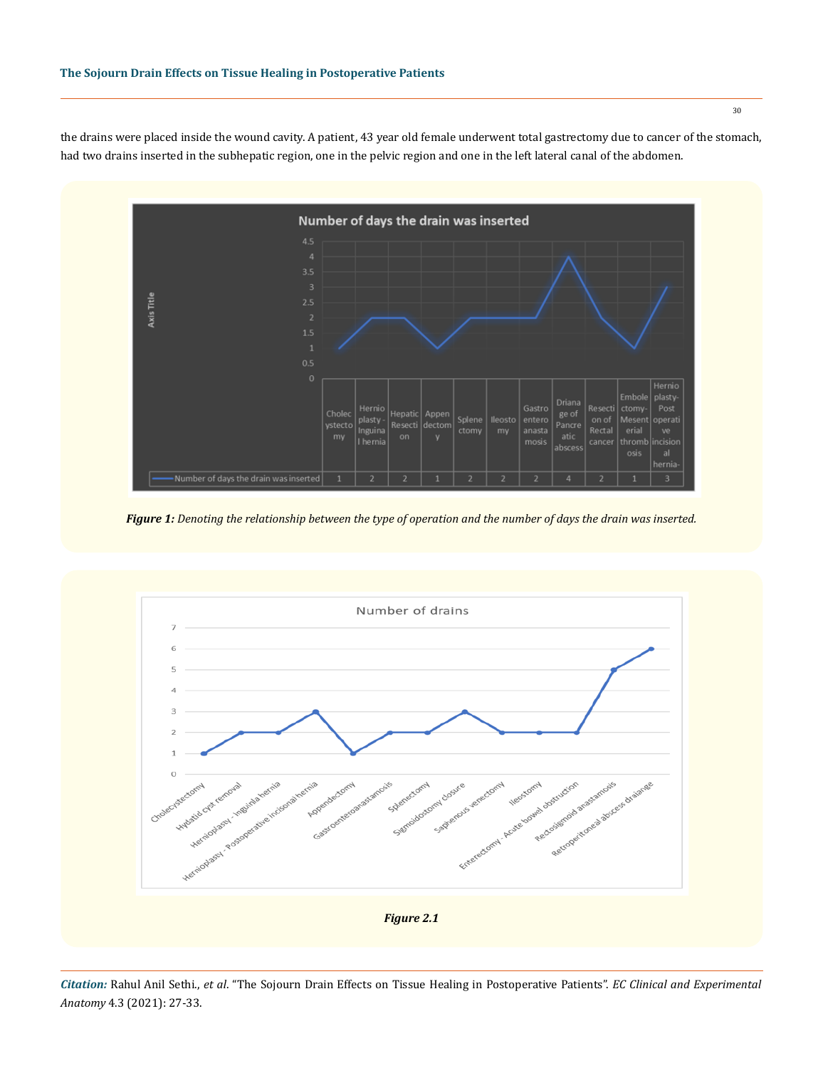the drains were placed inside the wound cavity. A patient, 43 year old female underwent total gastrectomy due to cancer of the stomach, had two drains inserted in the subhepatic region, one in the pelvic region and one in the left lateral canal of the abdomen.

| | Cholecystectomy | Hernioplasty - Inguinal hernia | Hepatic Resection | Appendectomy | Splenectomy | Ileostomy | Gastroenteroanastamosis | Drianage of Pancreatic abscess | Resection of Rectal cancer | Embolectomy- Mesenterial thrombosis | Hernioplasty- Post operative incisional hernia- |
|---|---|---|---|---|---|---|---|---|---|---|---|
| Number of days the drain was inserted | 1 | 2 | 2 | 1 | 2 | 2 | 2 | 4 | 2 | 1 | 3 |

***Figure 1:*** *Denoting the relationship between the type of operation and the number of days the drain was inserted.*

***Figure 2.1***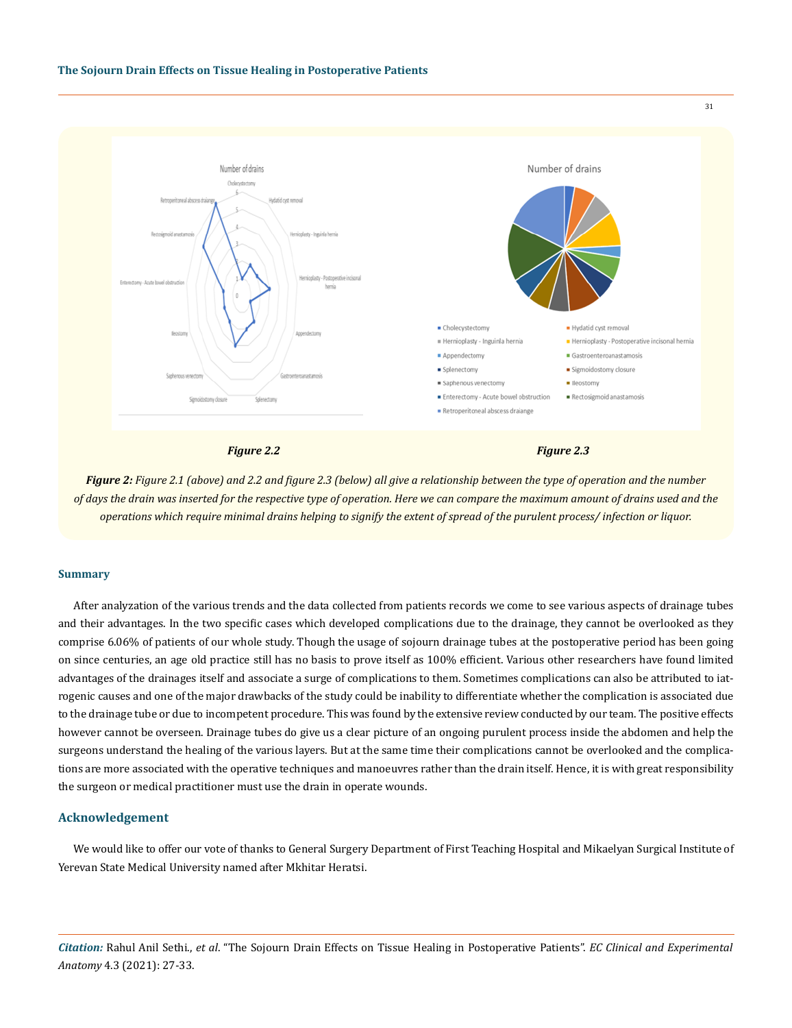Figure 2.2

Figure 2.3

***Figure 2:*** *Figure 2.1 (above) and 2.2 and figure 2.3 (below) all give a relationship between the type of operation and the number of days the drain was inserted for the respective type of operation. Here we can compare the maximum amount of drains used and the operations which require minimal drains helping to signify the extent of spread of the purulent process/ infection or liquor.*

## Summary

After analyzation of the various trends and the data collected from patients records we come to see various aspects of drainage tubes and their advantages. In the two specific cases which developed complications due to the drainage, they cannot be overlooked as they comprise 6.06% of patients of our whole study. Though the usage of sojourn drainage tubes at the postoperative period has been going on since centuries, an age old practice still has no basis to prove itself as 100% efficient. Various other researchers have found limited advantages of the drainages itself and associate a surge of complications to them. Sometimes complications can also be attributed to iatrogenic causes and one of the major drawbacks of the study could be inability to differentiate whether the complication is associated due to the drainage tube or due to incompetent procedure. This was found by the extensive review conducted by our team. The positive effects however cannot be overseen. Drainage tubes do give us a clear picture of an ongoing purulent process inside the abdomen and help the surgeons understand the healing of the various layers. But at the same time their complications cannot be overlooked and the complications are more associated with the operative techniques and manoeuvres rather than the drain itself. Hence, it is with great responsibility the surgeon or medical practitioner must use the drain in operate wounds.

## Acknowledgement

We would like to offer our vote of thanks to General Surgery Department of First Teaching Hospital and Mikaelyan Surgical Institute of Yerevan State Medical University named after Mkhitar Heratsi.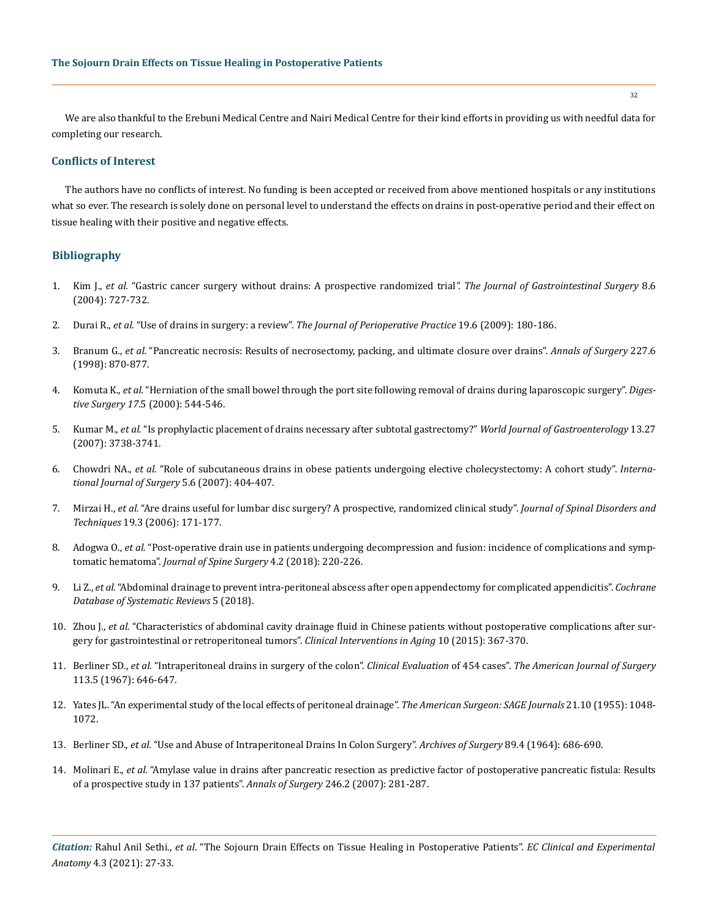We are also thankful to the Erebuni Medical Centre and Nairi Medical Centre for their kind efforts in providing us with needful data for completing our research.

## Conflicts of Interest

The authors have no conflicts of interest. No funding is been accepted or received from above mentioned hospitals or any institutions what so ever. The research is solely done on personal level to understand the effects on drains in post-operative period and their effect on tissue healing with their positive and negative effects.

## Bibliography

1. Kim J., *et al.* "Gastric cancer surgery without drains: A prospective randomized trial". *The Journal of Gastrointestinal Surgery* 8.6 (2004): 727-732.
2. Durai R., *et al.* "Use of drains in surgery: a review". *The Journal of Perioperative Practice* 19.6 (2009): 180-186.
3. Branum G., *et al.* "Pancreatic necrosis: Results of necrosectomy, packing, and ultimate closure over drains". *Annals of Surgery* 227.6 (1998): 870-877.
4. Komuta K., *et al.* "Herniation of the small bowel through the port site following removal of drains during laparoscopic surgery". *Digestive Surgery 17*.5 (2000): 544-546.
5. Kumar M., *et al.* "Is prophylactic placement of drains necessary after subtotal gastrectomy?" *World Journal of Gastroenterology* 13.27 (2007): 3738-3741.
6. Chowdri NA., *et al.* "Role of subcutaneous drains in obese patients undergoing elective cholecystectomy: A cohort study". *International Journal of Surgery* 5.6 (2007): 404-407.
7. Mirzai H., *et al.* "Are drains useful for lumbar disc surgery? A prospective, randomized clinical study". *Journal of Spinal Disorders and Techniques* 19.3 (2006): 171-177.
8. Adogwa O., *et al.* "Post-operative drain use in patients undergoing decompression and fusion: incidence of complications and symptomatic hematoma". *Journal of Spine Surgery* 4.2 (2018): 220-226.
9. Li Z., *et al.* "Abdominal drainage to prevent intra-peritoneal abscess after open appendectomy for complicated appendicitis". *Cochrane Database of Systematic Reviews* 5 (2018).
10. Zhou J., *et al.* "Characteristics of abdominal cavity drainage fluid in Chinese patients without postoperative complications after surgery for gastrointestinal or retroperitoneal tumors". *Clinical Interventions in Aging* 10 (2015): 367-370.
11. Berliner SD., *et al.* "Intraperitoneal drains in surgery of the colon". *Clinical Evaluation* of 454 cases". *The American Journal of Surgery* 113.5 (1967): 646-647.
12. Yates JL. "An experimental study of the local effects of peritoneal drainage". *The American Surgeon: SAGE Journals* 21.10 (1955): 1048-1072.
13. Berliner SD., *et al.* "Use and Abuse of Intraperitoneal Drains In Colon Surgery". *Archives of Surgery* 89.4 (1964): 686-690.
14. Molinari E., *et al.* "Amylase value in drains after pancreatic resection as predictive factor of postoperative pancreatic fistula: Results of a prospective study in 137 patients". *Annals of Surgery* 246.2 (2007): 281-287.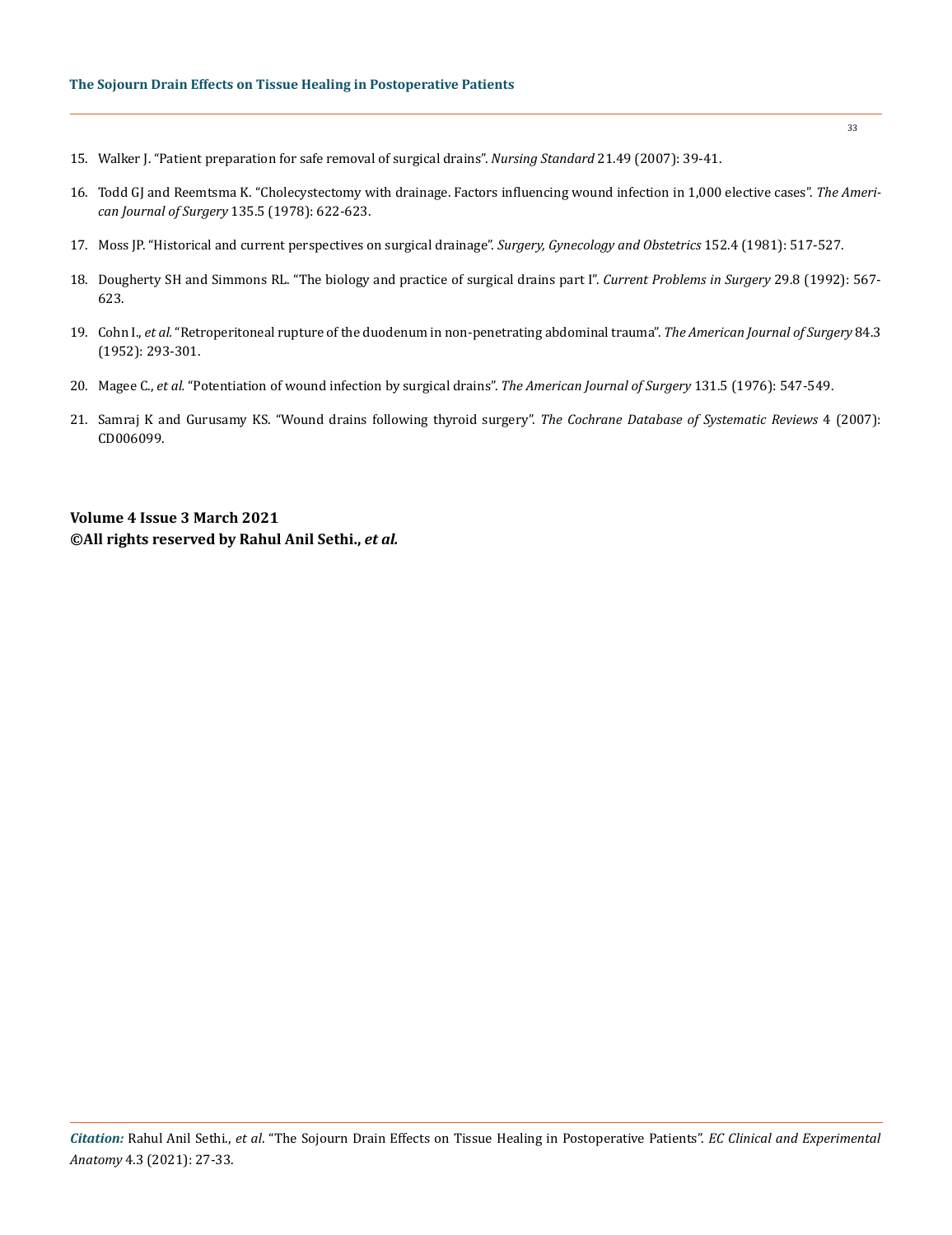15. Walker J. "Patient preparation for safe removal of surgical drains". *Nursing Standard* 21.49 (2007): 39-41.

16. Todd GJ and Reemtsma K. "Cholecystectomy with drainage. Factors influencing wound infection in 1,000 elective cases". *The American Journal of Surgery* 135.5 (1978): 622-623.

17. Moss JP. "Historical and current perspectives on surgical drainage". *Surgery, Gynecology and Obstetrics* 152.4 (1981): 517-527.

18. Dougherty SH and Simmons RL. "The biology and practice of surgical drains part I". *Current Problems in Surgery* 29.8 (1992): 567-623.

19. Cohn I., *et al.* "Retroperitoneal rupture of the duodenum in non-penetrating abdominal trauma". *The American Journal of Surgery* 84.3 (1952): 293-301.

20. Magee C., *et al.* "Potentiation of wound infection by surgical drains". *The American Journal of Surgery* 131.5 (1976): 547-549.

21. Samraj K and Gurusamy KS. "Wound drains following thyroid surgery". *The Cochrane Database of Systematic Reviews* 4 (2007): CD006099.

**Volume 4 Issue 3 March 2021**
**©All rights reserved by Rahul Anil Sethi., *et al.***